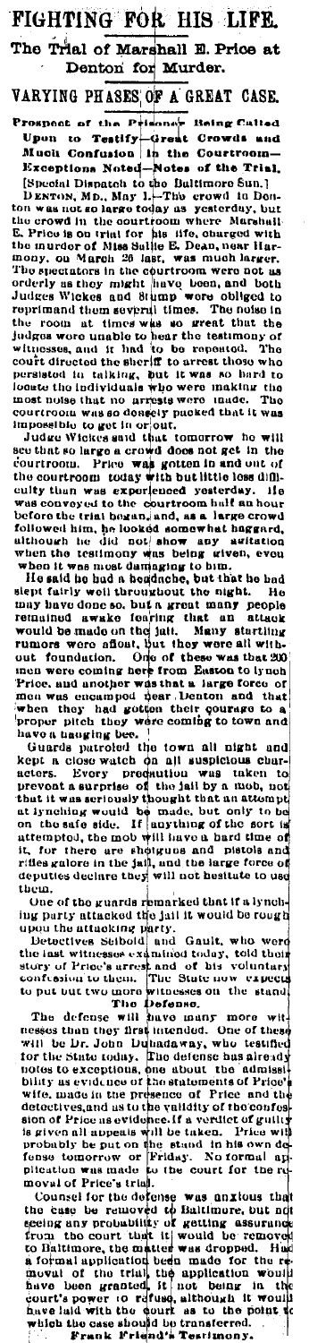# FIGHTING FOR HIS LIFE.

## The Trial of Marshall E. Price at Denton for Murder.

## VARYING PHASES OF A GREAT CASE.

**Prospect of the Prisoner Being Called Upon to Testify—Great Crowds and Much Confusion in the Courtroom—Exceptions Noted—Notes of the Trial.**

[Special Dispatch to the Baltimore Sun.]

DENTON, MD., May 1.—The crowd in Denton was not so large today as yesterday, but the crowd in the courtroom where Marshall E. Price is on trial for his life, charged with the murder of Miss Sallie E. Dean, near Harmony, on March 26 last, was much larger. The spectators in the courtroom were not as orderly as they might have been, and both Judges Wickes and Stump were obliged to reprimand them several times. The noise in the room at times was so great that the judges were unable to hear the testimony of witnesses, and it had to be repeated. The court directed the sheriff to arrest those who persisted in talking, but it was so hard to locate the individuals who were making the most noise that no arrests were made. The courtroom was so closely packed that it was impossible to get in or out.

Judge Wickes said that tomorrow he will see that so large a crowd does not get in the courtroom. Price was gotten in and out of the courtroom today with but little less difficulty than was experienced yesterday. He was conveyed to the courtroom half an hour before the trial began, and, as a large crowd followed him, he looked somewhat haggard, although he did not show any agitation when the testimony was being given, even when it was most damaging to him.

He said he had a headache, but that he had slept fairly well throughout the night. He may have done so, but a great many people remained awake fearing that an attack would be made on the jail. Many startling rumors were afloat, but they were all without foundation. One of these was that 200 men were coming here from Easton to lynch Price, and another was that a large force of men was encamped near Denton and that when they had gotten their courage to a proper pitch they were coming to town and have a hanging bee.

Guards patroled the town all night and kept a close watch on all suspicious characters. Every precaution was taken to prevent a surprise of the jail by a mob, not that it was seriously thought that an attempt at lynching would be made, but only to be on the safe side. If anything of the sort is attempted, the mob will have a hard time of it, for there are shotguns and pistols and rifles galore in the jail, and the large force of deputies declare they will not hesitate to use them.

One of the guards remarked that if a lynching party attacked the jail it would be rough upon the attacking party.

Detectives Seibold and Gault, who were the last witnesses examined today, told their story of Price's arrest and of his voluntary confession to them. The State now expects to put but two more witnesses on the stand.

### The Defense.

The defense will have many more witnesses than they first intended. One of these will be Dr. John Dunadaway, who testified for the State today. The defense has already notes to exceptions, one about the admissibility as evidence of the statements of Price's wife, made in the presence of Price and the detectives, and as to the validity of the confession of Price as evidence. If a verdict of guilty is given all appeals will be taken. Price will probably be put on the stand in his own defense tomorrow or Friday. No formal application was made to the court for the removal of Price's trial.

Counsel for the defense was anxious that the case be removed to Baltimore, but not seeing any probability of getting assurance from the court that it would be removed to Baltimore, the matter was dropped. Had a formal application been made for the removal of the trial, the application would have been granted, it not being in the court's power to refuse, although it would have laid with the court as to the point to which the case should be transferred.

### Frank Friend's Testimony.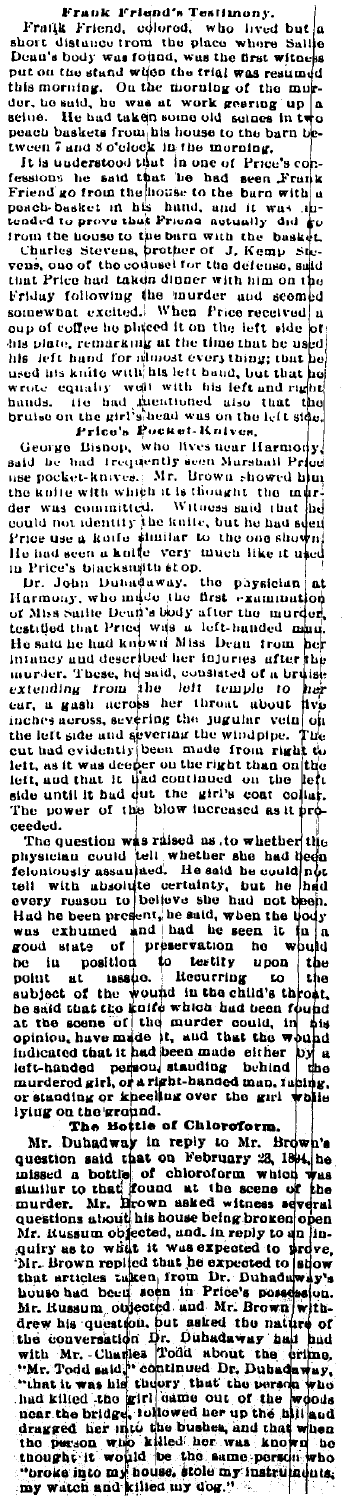### Frank Friend's Testimony.

Frank Friend, colored, who lived but a short distance from the place where Sallie Dean's body was found, was the first witness put on the stand when the trial was resumed this morning. On the morning of the murder, he said, he was at work gearing up a seine. He had taken some old seines in two peach baskets from his house to the barn between 7 and 8 o'clock in the morning.

It is understood that in one of Price's confessions he said that he had seen Frank Friend go from the house to the barn with a peach-basket in his hand, and it was intended to prove that Friend actually did go from the house to the barn with the basket.

Charles Stevens, brother of J. Kemp Stevens, one of the counsel for the defense, said that Price had taken dinner with him on the Friday following the murder and seemed somewhat excited. When Price received a cup of coffee he placed it on the left side of his plate, remarking at the time that he used his left hand for almost everything; that he used his knife with his left hand, but that he wrote equally well with his left and right hands. He had mentioned also that the bruise on the girl's head was on the left side.

### Price's Pocket-Knives.

George Bishop, who lives near Harmony, said he had frequently seen Marshall Price use pocket-knives. Mr. Brown showed him the knife with which it is thought the murder was committed. Witness said that he could not identify the knife, but he had seen Price use a knife similar to the one shown. He had seen a knife very much like it used in Price's blacksmith shop.

Dr. John Dubadaway, the physician at Harmony, who made the first examination of Miss Sallie Dean's body after the murder, testified that Price was a left-handed man. He said he had known Miss Dean from her infancy and described her injuries after the murder. These, he said, consisted of a bruise extending from the left temple to her ear, a gash across her throat about five inches across, severing the jugular vein on the left side and severing the windpipe. The cut had evidently been made from right to left, as it was deeper on the right than on the left, and that it had continued on the left side until it had cut the girl's coat collar. The power of the blow increased as it proceeded.

The question was raised as to whether the physician could tell whether she had been feloniously assaulted. He said he could not tell with absolute certainty, but he had every reason to believe she had not been. Had he been present, he said, when the body was exhumed and had he seen it in a good state of preservation he would be in position to testify upon the point at issue. Recurring to the subject of the wound in the child's throat, he said that the knife which had been found at the scene of the murder could, in his opinion, have made it, and that the wound indicated that it had been made either by a left-handed person, standing behind the murdered girl, or a right-handed man, facing, or standing or kneeling over the girl while lying on the ground.

### The Bottle of Chloroform.

Mr. Dubadway in reply to Mr. Brown's question said that on February 23, 1894, he missed a bottle of chloroform which was similar to that found at the scene of the murder. Mr. Brown asked witness several questions about his house being broken open. Mr. Russum objected, and, in reply to an inquiry as to what it was expected to prove, Mr. Brown replied that he expected to show that articles taken from Dr. Dubadaway's house had been seen in Price's possession. Mr. Russum objected and Mr. Brown withdrew his question, but asked the nature of the conversation Dr. Dubadaway had had with Mr. Charles Todd about the crime. "Mr. Todd said," continued Dr. Dubadaway, "that it was his theory that the person who had killed the girl came out of the woods near the bridge, followed her up the hill and dragged her into the bushes, and that when the person who killed her was known he thought it would be the same person who broke into my house, stole my instruments, my watch and killed my dog."